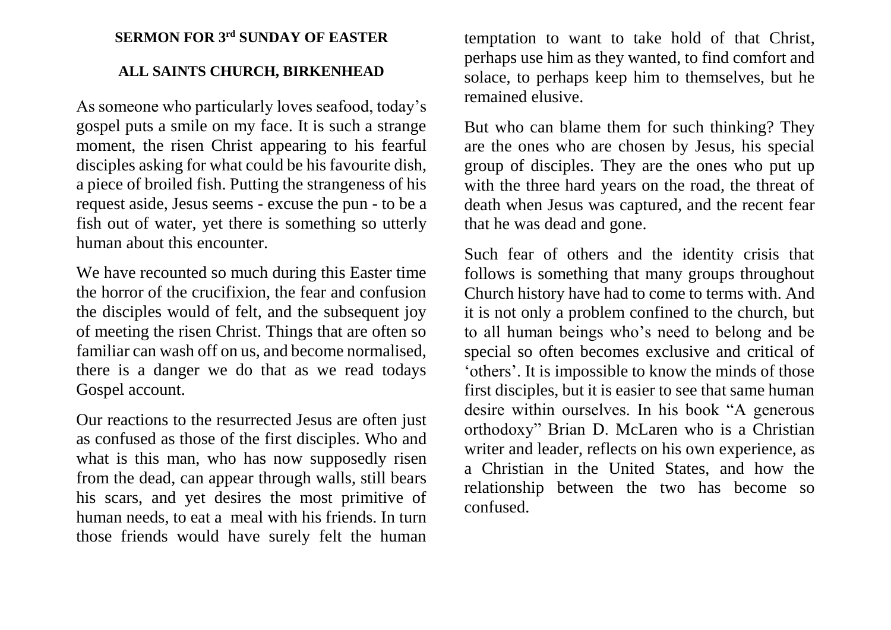**SERMON FOR 3rd SUNDAY OF EASTER**

**ALL SAINTS CHURCH, BIRKENHEAD**

As someone who particularly loves seafood, today's gospel puts a smile on my face. It is such a strange moment, the risen Christ appearing to his fearful disciples asking for what could be his favourite dish, a piece of broiled fish. Putting the strangeness of his request aside, Jesus seems - excuse the pun - to be a fish out of water, yet there is something so utterly human about this encounter.

We have recounted so much during this Easter time the horror of the crucifixion, the fear and confusion the disciples would of felt, and the subsequent joy of meeting the risen Christ. Things that are often so familiar can wash off on us, and become normalised, there is a danger we do that as we read todays Gospel account.

Our reactions to the resurrected Jesus are often just as confused as those of the first disciples. Who and what is this man, who has now supposedly risen from the dead, can appear through walls, still bears his scars, and yet desires the most primitive of human needs, to eat a meal with his friends. In turn those friends would have surely felt the human temptation to want to take hold of that Christ, perhaps use him as they wanted, to find comfort and solace, to perhaps keep him to themselves, but he remained elusive.

But who can blame them for such thinking? They are the ones who are chosen by Jesus, his special group of disciples. They are the ones who put up with the three hard years on the road, the threat of death when Jesus was captured, and the recent fear that he was dead and gone.

Such fear of others and the identity crisis that follows is something that many groups throughout Church history have had to come to terms with. And it is not only a problem confined to the church, but to all human beings who's need to belong and be special so often becomes exclusive and critical of 'others'. It is impossible to know the minds of those first disciples, but it is easier to see that same human desire within ourselves. In his book "A generous orthodoxy" Brian D. McLaren who is a Christian writer and leader, reflects on his own experience, as a Christian in the United States, and how the relationship between the two has become so confused.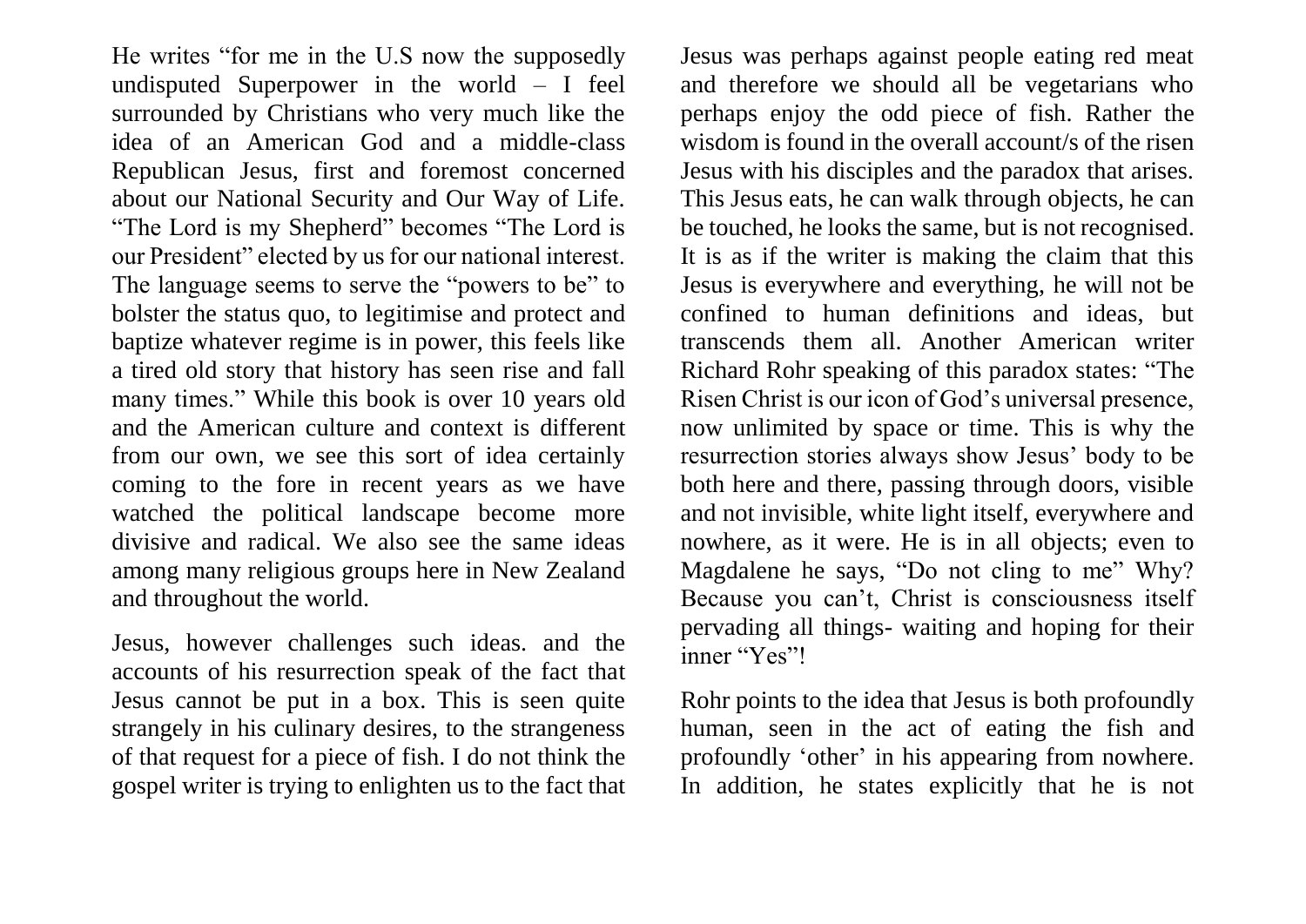He writes "for me in the U.S now the supposedly undisputed Superpower in the world – I feel surrounded by Christians who very much like the idea of an American God and a middle-class Republican Jesus, first and foremost concerned about our National Security and Our Way of Life. "The Lord is my Shepherd" becomes "The Lord is our President" elected by us for our national interest. The language seems to serve the "powers to be" to bolster the status quo, to legitimise and protect and baptize whatever regime is in power, this feels like a tired old story that history has seen rise and fall many times." While this book is over 10 years old and the American culture and context is different from our own, we see this sort of idea certainly coming to the fore in recent years as we have watched the political landscape become more divisive and radical. We also see the same ideas among many religious groups here in New Zealand and throughout the world.

Jesus, however challenges such ideas. and the accounts of his resurrection speak of the fact that Jesus cannot be put in a box. This is seen quite strangely in his culinary desires, to the strangeness of that request for a piece of fish. I do not think the gospel writer is trying to enlighten us to the fact that Jesus was perhaps against people eating red meat and therefore we should all be vegetarians who perhaps enjoy the odd piece of fish. Rather the wisdom is found in the overall account/s of the risen Jesus with his disciples and the paradox that arises. This Jesus eats, he can walk through objects, he can be touched, he looks the same, but is not recognised. It is as if the writer is making the claim that this Jesus is everywhere and everything, he will not be confined to human definitions and ideas, but transcends them all. Another American writer Richard Rohr speaking of this paradox states: "The Risen Christ is our icon of God's universal presence, now unlimited by space or time. This is why the resurrection stories always show Jesus' body to be both here and there, passing through doors, visible and not invisible, white light itself, everywhere and nowhere, as it were. He is in all objects; even to Magdalene he says, "Do not cling to me" Why? Because you can't, Christ is consciousness itself pervading all things- waiting and hoping for their inner "Yes"!

Rohr points to the idea that Jesus is both profoundly human, seen in the act of eating the fish and profoundly 'other' in his appearing from nowhere. In addition, he states explicitly that he is not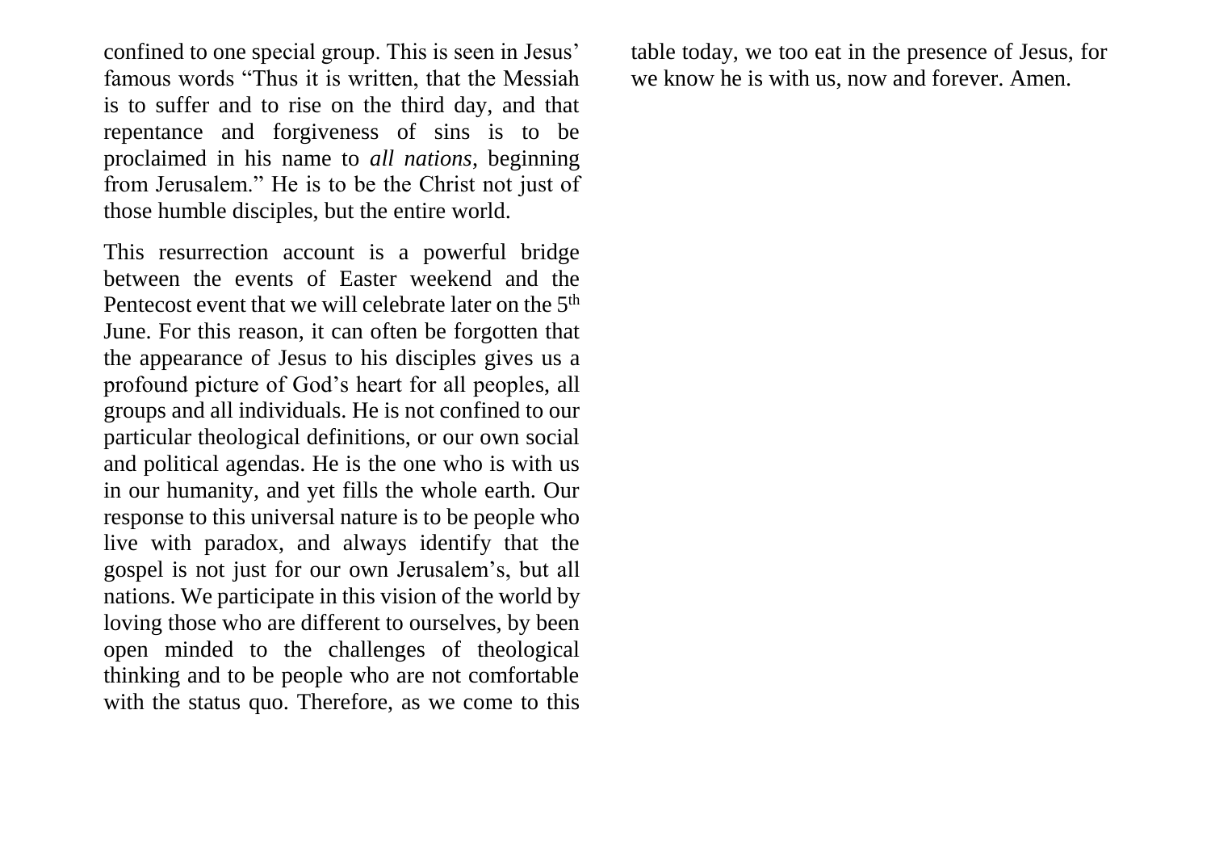confined to one special group. This is seen in Jesus' famous words "Thus it is written, that the Messiah is to suffer and to rise on the third day, and that repentance and forgiveness of sins is to be proclaimed in his name to *all nations*, beginning from Jerusalem." He is to be the Christ not just of those humble disciples, but the entire world.

This resurrection account is a powerful bridge between the events of Easter weekend and the Pentecost event that we will celebrate later on the 5th June. For this reason, it can often be forgotten that the appearance of Jesus to his disciples gives us a profound picture of God's heart for all peoples, all groups and all individuals. He is not confined to our particular theological definitions, or our own social and political agendas. He is the one who is with us in our humanity, and yet fills the whole earth. Our response to this universal nature is to be people who live with paradox, and always identify that the gospel is not just for our own Jerusalem's, but all nations. We participate in this vision of the world by loving those who are different to ourselves, by been open minded to the challenges of theological thinking and to be people who are not comfortable with the status quo. Therefore, as we come to this table today, we too eat in the presence of Jesus, for we know he is with us, now and forever. Amen.